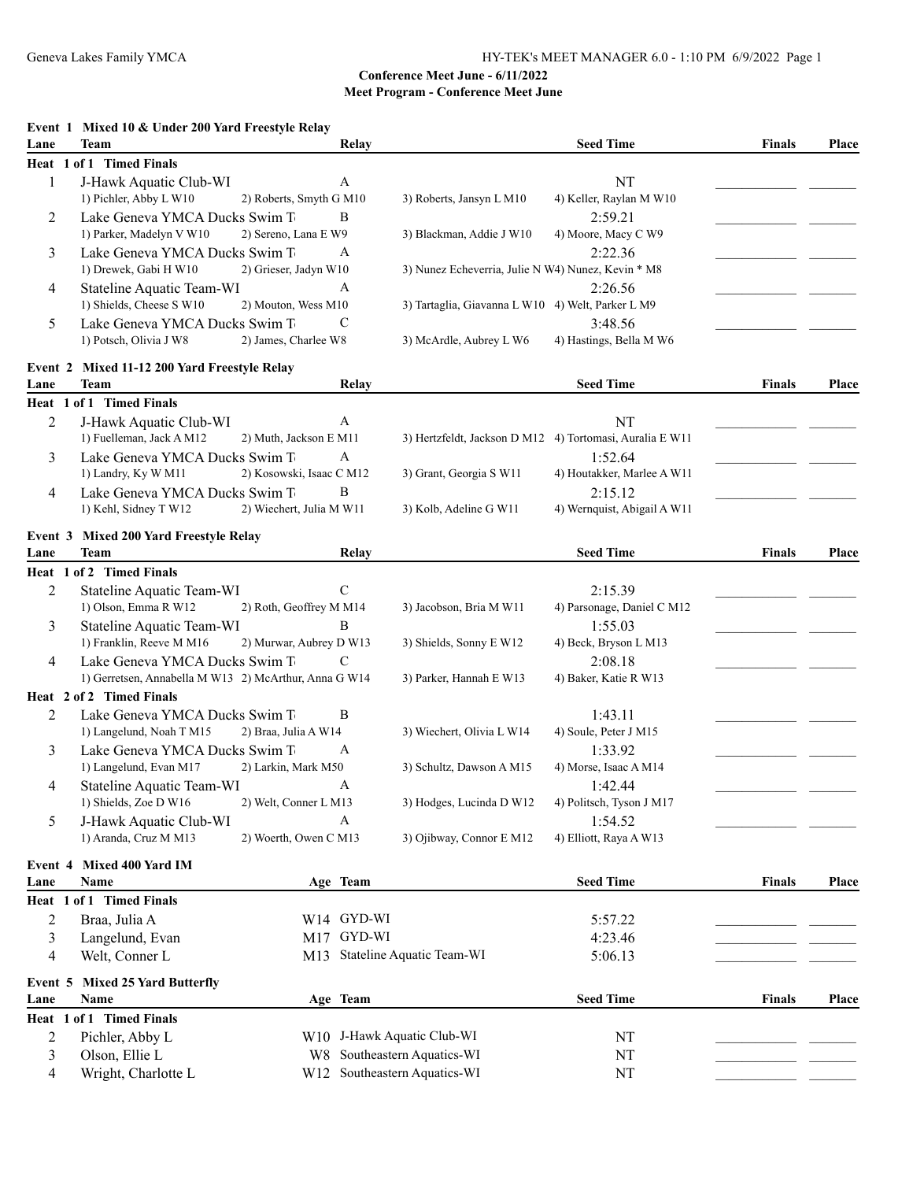Geneva Lakes Family YMCA

**Conference Meet June - 6/11/2022**
**Meet Program - Conference Meet June**

## Event 1 Mixed 10 & Under 200 Yard Freestyle Relay

| Lane | Team | Relay | | Seed Time | Finals | Place |
|---|---|---|---|---|---|---|
| **Heat 1 of 1 Timed Finals** | | | | | | |
| 1 | J-Hawk Aquatic Club-WI | A | | NT | ________ | ______ |
| | 1) Pichler, Abby L W10 | 2) Roberts, Smyth G M10 | 3) Roberts, Jansyn L M10 | 4) Keller, Raylan M W10 | | |
| 2 | Lake Geneva YMCA Ducks Swim T | B | | 2:59.21 | ________ | ______ |
| | 1) Parker, Madelyn V W10 | 2) Sereno, Lana E W9 | 3) Blackman, Addie J W10 | 4) Moore, Macy C W9 | | |
| 3 | Lake Geneva YMCA Ducks Swim T | A | | 2:22.36 | ________ | ______ |
| | 1) Drewek, Gabi H W10 | 2) Grieser, Jadyn W10 | 3) Nunez Echeverria, Julie N W4 | 4) Nunez, Kevin * M8 | | |
| 4 | Stateline Aquatic Team-WI | A | | 2:26.56 | ________ | ______ |
| | 1) Shields, Cheese S W10 | 2) Mouton, Wess M10 | 3) Tartaglia, Giavanna L W10 | 4) Welt, Parker L M9 | | |
| 5 | Lake Geneva YMCA Ducks Swim T | C | | 3:48.56 | ________ | ______ |
| | 1) Potsch, Olivia J W8 | 2) James, Charlee W8 | 3) McArdle, Aubrey L W6 | 4) Hastings, Bella M W6 | | |

## Event 2 Mixed 11-12 200 Yard Freestyle Relay

| Lane | Team | Relay | | Seed Time | Finals | Place |
|---|---|---|---|---|---|---|
| **Heat 1 of 1 Timed Finals** | | | | | | |
| 2 | J-Hawk Aquatic Club-WI | A | | NT | ________ | ______ |
| | 1) Fuelleman, Jack A M12 | 2) Muth, Jackson E M11 | 3) Hertzfeldt, Jackson D M12 | 4) Tortomasi, Auralia E W11 | | |
| 3 | Lake Geneva YMCA Ducks Swim T | A | | 1:52.64 | ________ | ______ |
| | 1) Landry, Ky W M11 | 2) Kosowski, Isaac C M12 | 3) Grant, Georgia S W11 | 4) Houtakker, Marlee A W11 | | |
| 4 | Lake Geneva YMCA Ducks Swim T | B | | 2:15.12 | ________ | ______ |
| | 1) Kehl, Sidney T W12 | 2) Wiechert, Julia M W11 | 3) Kolb, Adeline G W11 | 4) Wernquist, Abigail A W11 | | |

## Event 3 Mixed 200 Yard Freestyle Relay

| Lane | Team | Relay | | Seed Time | Finals | Place |
|---|---|---|---|---|---|---|
| **Heat 1 of 2 Timed Finals** | | | | | | |
| 2 | Stateline Aquatic Team-WI | C | | 2:15.39 | ________ | ______ |
| | 1) Olson, Emma R W12 | 2) Roth, Geoffrey M M14 | 3) Jacobson, Bria M W11 | 4) Parsonage, Daniel C M12 | | |
| 3 | Stateline Aquatic Team-WI | B | | 1:55.03 | ________ | ______ |
| | 1) Franklin, Reeve M M16 | 2) Murwar, Aubrey D W13 | 3) Shields, Sonny E W12 | 4) Beck, Bryson L M13 | | |
| 4 | Lake Geneva YMCA Ducks Swim T | C | | 2:08.18 | ________ | ______ |
| | 1) Gerretsen, Annabella M W13 | 2) McArthur, Anna G W14 | 3) Parker, Hannah E W13 | 4) Baker, Katie R W13 | | |
| **Heat 2 of 2 Timed Finals** | | | | | | |
| 2 | Lake Geneva YMCA Ducks Swim T | B | | 1:43.11 | ________ | ______ |
| | 1) Langelund, Noah T M15 | 2) Braa, Julia A W14 | 3) Wiechert, Olivia L W14 | 4) Soule, Peter J M15 | | |
| 3 | Lake Geneva YMCA Ducks Swim T | A | | 1:33.92 | ________ | ______ |
| | 1) Langelund, Evan M17 | 2) Larkin, Mark M50 | 3) Schultz, Dawson A M15 | 4) Morse, Isaac A M14 | | |
| 4 | Stateline Aquatic Team-WI | A | | 1:42.44 | ________ | ______ |
| | 1) Shields, Zoe D W16 | 2) Welt, Conner L M13 | 3) Hodges, Lucinda D W12 | 4) Politsch, Tyson J M17 | | |
| 5 | J-Hawk Aquatic Club-WI | A | | 1:54.52 | ________ | ______ |
| | 1) Aranda, Cruz M M13 | 2) Woerth, Owen C M13 | 3) Ojibway, Connor E M12 | 4) Elliott, Raya A W13 | | |

## Event 4 Mixed 400 Yard IM

| Lane | Name | Age | Team | Seed Time | Finals | Place |
|---|---|---|---|---|---|---|
| **Heat 1 of 1 Timed Finals** | | | | | | |
| 2 | Braa, Julia A | W14 | GYD-WI | 5:57.22 | ________ | ______ |
| 3 | Langelund, Evan | M17 | GYD-WI | 4:23.46 | ________ | ______ |
| 4 | Welt, Conner L | M13 | Stateline Aquatic Team-WI | 5:06.13 | ________ | ______ |

## Event 5 Mixed 25 Yard Butterfly

| Lane | Name | Age | Team | Seed Time | Finals | Place |
|---|---|---|---|---|---|---|
| **Heat 1 of 1 Timed Finals** | | | | | | |
| 2 | Pichler, Abby L | W10 | J-Hawk Aquatic Club-WI | NT | ________ | ______ |
| 3 | Olson, Ellie L | W8 | Southeastern Aquatics-WI | NT | ________ | ______ |
| 4 | Wright, Charlotte L | W12 | Southeastern Aquatics-WI | NT | ________ | ______ |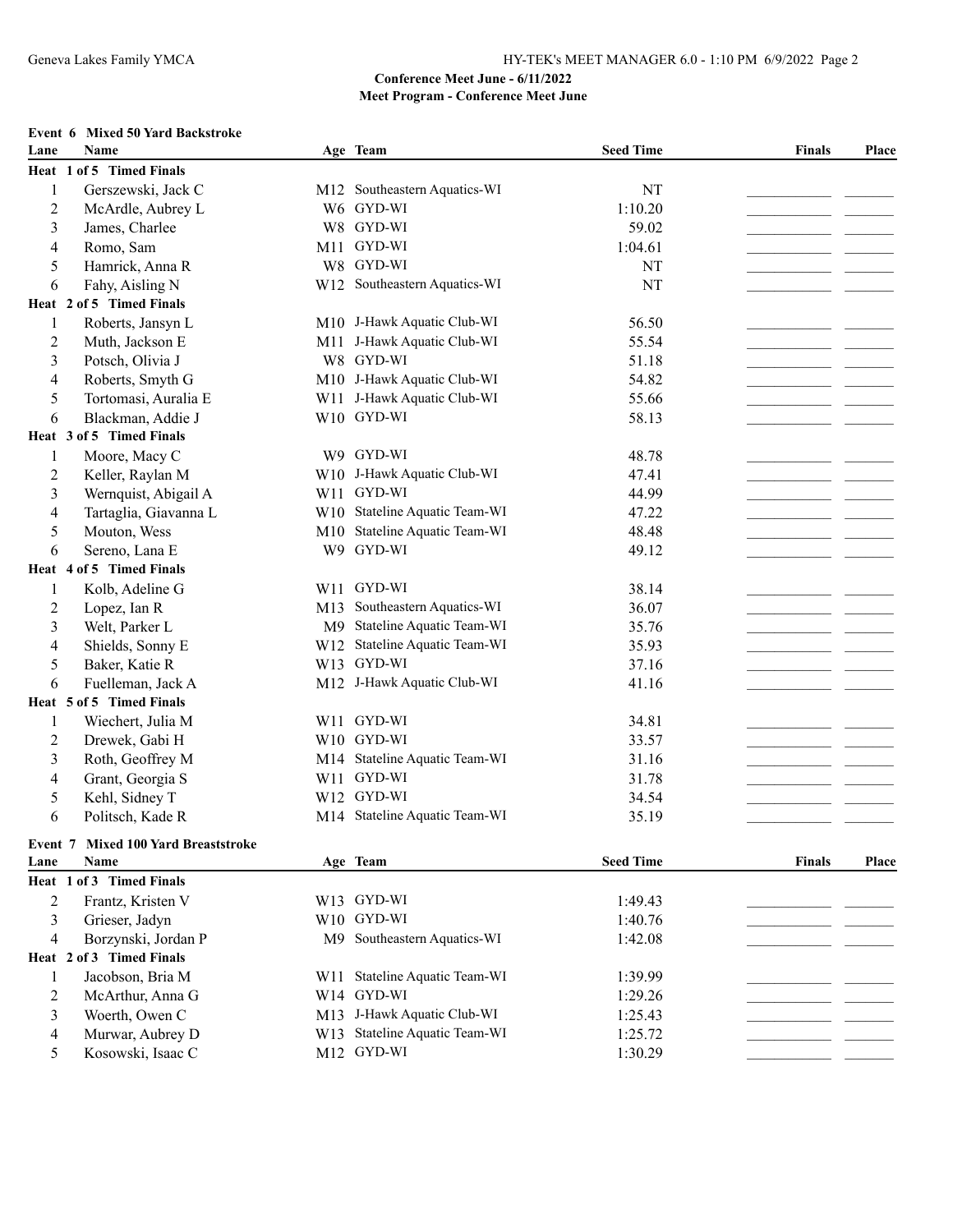**Conference Meet June - 6/11/2022**
**Meet Program - Conference Meet June**

### Event 6 Mixed 50 Yard Backstroke

| Lane | Name | Age | Team | Seed Time | Finals | Place |
|---|---|---|---|---|---|---|
| **Heat 1 of 5 Timed Finals** | | | | | | |
| 1 | Gerszewski, Jack C | M12 | Southeastern Aquatics-WI | NT | | |
| 2 | McArdle, Aubrey L | W6 | GYD-WI | 1:10.20 | | |
| 3 | James, Charlee | W8 | GYD-WI | 59.02 | | |
| 4 | Romo, Sam | M11 | GYD-WI | 1:04.61 | | |
| 5 | Hamrick, Anna R | W8 | GYD-WI | NT | | |
| 6 | Fahy, Aisling N | W12 | Southeastern Aquatics-WI | NT | | |
| **Heat 2 of 5 Timed Finals** | | | | | | |
| 1 | Roberts, Jansyn L | M10 | J-Hawk Aquatic Club-WI | 56.50 | | |
| 2 | Muth, Jackson E | M11 | J-Hawk Aquatic Club-WI | 55.54 | | |
| 3 | Potsch, Olivia J | W8 | GYD-WI | 51.18 | | |
| 4 | Roberts, Smyth G | M10 | J-Hawk Aquatic Club-WI | 54.82 | | |
| 5 | Tortomasi, Auralia E | W11 | J-Hawk Aquatic Club-WI | 55.66 | | |
| 6 | Blackman, Addie J | W10 | GYD-WI | 58.13 | | |
| **Heat 3 of 5 Timed Finals** | | | | | | |
| 1 | Moore, Macy C | W9 | GYD-WI | 48.78 | | |
| 2 | Keller, Raylan M | W10 | J-Hawk Aquatic Club-WI | 47.41 | | |
| 3 | Wernquist, Abigail A | W11 | GYD-WI | 44.99 | | |
| 4 | Tartaglia, Giavanna L | W10 | Stateline Aquatic Team-WI | 47.22 | | |
| 5 | Mouton, Wess | M10 | Stateline Aquatic Team-WI | 48.48 | | |
| 6 | Sereno, Lana E | W9 | GYD-WI | 49.12 | | |
| **Heat 4 of 5 Timed Finals** | | | | | | |
| 1 | Kolb, Adeline G | W11 | GYD-WI | 38.14 | | |
| 2 | Lopez, Ian R | M13 | Southeastern Aquatics-WI | 36.07 | | |
| 3 | Welt, Parker L | M9 | Stateline Aquatic Team-WI | 35.76 | | |
| 4 | Shields, Sonny E | W12 | Stateline Aquatic Team-WI | 35.93 | | |
| 5 | Baker, Katie R | W13 | GYD-WI | 37.16 | | |
| 6 | Fuelleman, Jack A | M12 | J-Hawk Aquatic Club-WI | 41.16 | | |
| **Heat 5 of 5 Timed Finals** | | | | | | |
| 1 | Wiechert, Julia M | W11 | GYD-WI | 34.81 | | |
| 2 | Drewek, Gabi H | W10 | GYD-WI | 33.57 | | |
| 3 | Roth, Geoffrey M | M14 | Stateline Aquatic Team-WI | 31.16 | | |
| 4 | Grant, Georgia S | W11 | GYD-WI | 31.78 | | |
| 5 | Kehl, Sidney T | W12 | GYD-WI | 34.54 | | |
| 6 | Politsch, Kade R | M14 | Stateline Aquatic Team-WI | 35.19 | | |

### Event 7 Mixed 100 Yard Breaststroke

| Lane | Name | Age | Team | Seed Time | Finals | Place |
|---|---|---|---|---|---|---|
| **Heat 1 of 3 Timed Finals** | | | | | | |
| 2 | Frantz, Kristen V | W13 | GYD-WI | 1:49.43 | | |
| 3 | Grieser, Jadyn | W10 | GYD-WI | 1:40.76 | | |
| 4 | Borzynski, Jordan P | M9 | Southeastern Aquatics-WI | 1:42.08 | | |
| **Heat 2 of 3 Timed Finals** | | | | | | |
| 1 | Jacobson, Bria M | W11 | Stateline Aquatic Team-WI | 1:39.99 | | |
| 2 | McArthur, Anna G | W14 | GYD-WI | 1:29.26 | | |
| 3 | Woerth, Owen C | M13 | J-Hawk Aquatic Club-WI | 1:25.43 | | |
| 4 | Murwar, Aubrey D | W13 | Stateline Aquatic Team-WI | 1:25.72 | | |
| 5 | Kosowski, Isaac C | M12 | GYD-WI | 1:30.29 | | |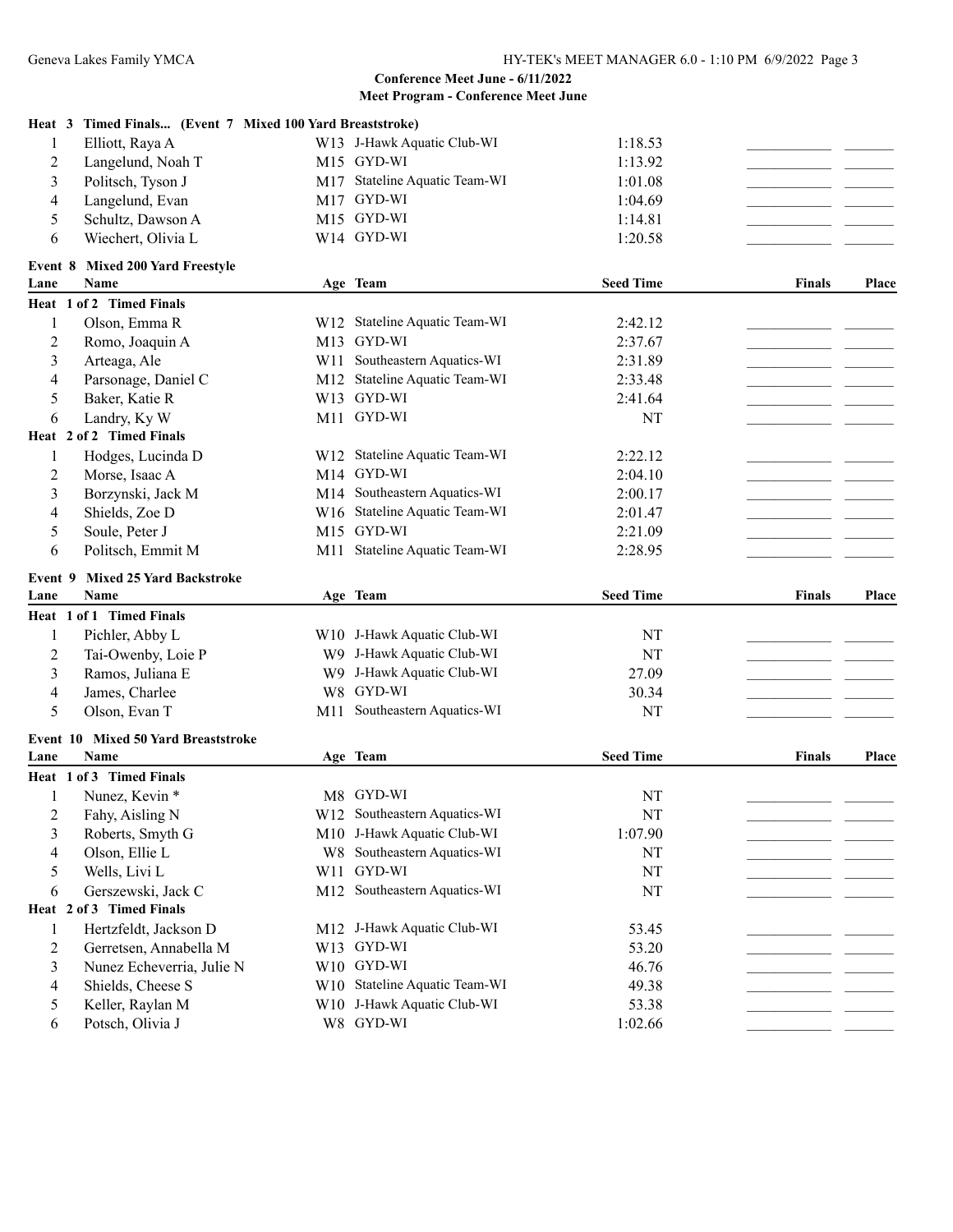**Conference Meet June - 6/11/2022**
**Meet Program - Conference Meet June**

**Heat 3 Timed Finals... (Event 7 Mixed 100 Yard Breaststroke)**

| Lane | Name | Age | Team | Seed Time | Finals | Place |
|---|---|---|---|---|---|---|
| 1 | Elliott, Raya A | W13 | J-Hawk Aquatic Club-WI | 1:18.53 | | |
| 2 | Langelund, Noah T | M15 | GYD-WI | 1:13.92 | | |
| 3 | Politsch, Tyson J | M17 | Stateline Aquatic Team-WI | 1:01.08 | | |
| 4 | Langelund, Evan | M17 | GYD-WI | 1:04.69 | | |
| 5 | Schultz, Dawson A | M15 | GYD-WI | 1:14.81 | | |
| 6 | Wiechert, Olivia L | W14 | GYD-WI | 1:20.58 | | |

**Event 8 Mixed 200 Yard Freestyle**

| Lane | Name | Age | Team | Seed Time | Finals | Place |
|---|---|---|---|---|---|---|
| **Heat 1 of 2 Timed Finals** | | | | | | |
| 1 | Olson, Emma R | W12 | Stateline Aquatic Team-WI | 2:42.12 | | |
| 2 | Romo, Joaquin A | M13 | GYD-WI | 2:37.67 | | |
| 3 | Arteaga, Ale | W11 | Southeastern Aquatics-WI | 2:31.89 | | |
| 4 | Parsonage, Daniel C | M12 | Stateline Aquatic Team-WI | 2:33.48 | | |
| 5 | Baker, Katie R | W13 | GYD-WI | 2:41.64 | | |
| 6 | Landry, Ky W | M11 | GYD-WI | NT | | |
| **Heat 2 of 2 Timed Finals** | | | | | | |
| 1 | Hodges, Lucinda D | W12 | Stateline Aquatic Team-WI | 2:22.12 | | |
| 2 | Morse, Isaac A | M14 | GYD-WI | 2:04.10 | | |
| 3 | Borzynski, Jack M | M14 | Southeastern Aquatics-WI | 2:00.17 | | |
| 4 | Shields, Zoe D | W16 | Stateline Aquatic Team-WI | 2:01.47 | | |
| 5 | Soule, Peter J | M15 | GYD-WI | 2:21.09 | | |
| 6 | Politsch, Emmit M | M11 | Stateline Aquatic Team-WI | 2:28.95 | | |

**Event 9 Mixed 25 Yard Backstroke**

| Lane | Name | Age | Team | Seed Time | Finals | Place |
|---|---|---|---|---|---|---|
| **Heat 1 of 1 Timed Finals** | | | | | | |
| 1 | Pichler, Abby L | W10 | J-Hawk Aquatic Club-WI | NT | | |
| 2 | Tai-Owenby, Loie P | W9 | J-Hawk Aquatic Club-WI | NT | | |
| 3 | Ramos, Juliana E | W9 | J-Hawk Aquatic Club-WI | 27.09 | | |
| 4 | James, Charlee | W8 | GYD-WI | 30.34 | | |
| 5 | Olson, Evan T | M11 | Southeastern Aquatics-WI | NT | | |

**Event 10 Mixed 50 Yard Breaststroke**

| Lane | Name | Age | Team | Seed Time | Finals | Place |
|---|---|---|---|---|---|---|
| **Heat 1 of 3 Timed Finals** | | | | | | |
| 1 | Nunez, Kevin * | M8 | GYD-WI | NT | | |
| 2 | Fahy, Aisling N | W12 | Southeastern Aquatics-WI | NT | | |
| 3 | Roberts, Smyth G | M10 | J-Hawk Aquatic Club-WI | 1:07.90 | | |
| 4 | Olson, Ellie L | W8 | Southeastern Aquatics-WI | NT | | |
| 5 | Wells, Livi L | W11 | GYD-WI | NT | | |
| 6 | Gerszewski, Jack C | M12 | Southeastern Aquatics-WI | NT | | |
| **Heat 2 of 3 Timed Finals** | | | | | | |
| 1 | Hertzfeldt, Jackson D | M12 | J-Hawk Aquatic Club-WI | 53.45 | | |
| 2 | Gerretsen, Annabella M | W13 | GYD-WI | 53.20 | | |
| 3 | Nunez Echeverria, Julie N | W10 | GYD-WI | 46.76 | | |
| 4 | Shields, Cheese S | W10 | Stateline Aquatic Team-WI | 49.38 | | |
| 5 | Keller, Raylan M | W10 | J-Hawk Aquatic Club-WI | 53.38 | | |
| 6 | Potsch, Olivia J | W8 | GYD-WI | 1:02.66 | | |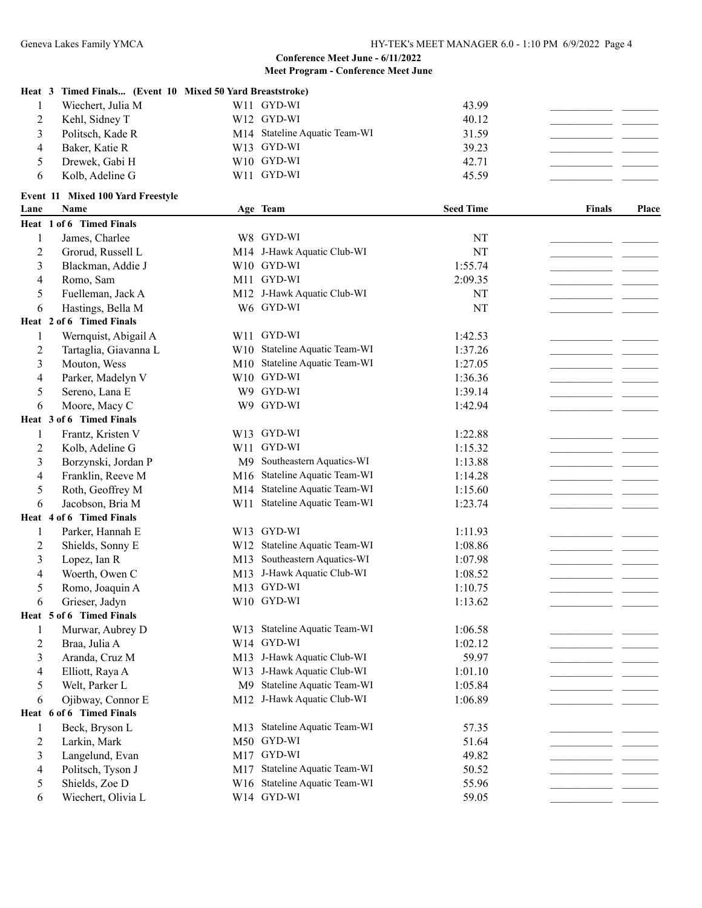**Conference Meet June - 6/11/2022**
**Meet Program - Conference Meet June**

**Heat 3 Timed Finals... (Event 10 Mixed 50 Yard Breaststroke)**

| Lane | Name | Age | Team | Seed Time | Finals | Place |
|---|---|---|---|---|---|---|
| 1 | Wiechert, Julia M | W11 | GYD-WI | 43.99 | | |
| 2 | Kehl, Sidney T | W12 | GYD-WI | 40.12 | | |
| 3 | Politsch, Kade R | M14 | Stateline Aquatic Team-WI | 31.59 | | |
| 4 | Baker, Katie R | W13 | GYD-WI | 39.23 | | |
| 5 | Drewek, Gabi H | W10 | GYD-WI | 42.71 | | |
| 6 | Kolb, Adeline G | W11 | GYD-WI | 45.59 | | |

**Event 11 Mixed 100 Yard Freestyle**

| Lane | Name | Age | Team | Seed Time | Finals | Place |
|---|---|---|---|---|---|---|
| **Heat 1 of 6 Timed Finals** | | | | | | |
| 1 | James, Charlee | W8 | GYD-WI | NT | | |
| 2 | Grorud, Russell L | M14 | J-Hawk Aquatic Club-WI | NT | | |
| 3 | Blackman, Addie J | W10 | GYD-WI | 1:55.74 | | |
| 4 | Romo, Sam | M11 | GYD-WI | 2:09.35 | | |
| 5 | Fuelleman, Jack A | M12 | J-Hawk Aquatic Club-WI | NT | | |
| 6 | Hastings, Bella M | W6 | GYD-WI | NT | | |
| **Heat 2 of 6 Timed Finals** | | | | | | |
| 1 | Wernquist, Abigail A | W11 | GYD-WI | 1:42.53 | | |
| 2 | Tartaglia, Giavanna L | W10 | Stateline Aquatic Team-WI | 1:37.26 | | |
| 3 | Mouton, Wess | M10 | Stateline Aquatic Team-WI | 1:27.05 | | |
| 4 | Parker, Madelyn V | W10 | GYD-WI | 1:36.36 | | |
| 5 | Sereno, Lana E | W9 | GYD-WI | 1:39.14 | | |
| 6 | Moore, Macy C | W9 | GYD-WI | 1:42.94 | | |
| **Heat 3 of 6 Timed Finals** | | | | | | |
| 1 | Frantz, Kristen V | W13 | GYD-WI | 1:22.88 | | |
| 2 | Kolb, Adeline G | W11 | GYD-WI | 1:15.32 | | |
| 3 | Borzynski, Jordan P | M9 | Southeastern Aquatics-WI | 1:13.88 | | |
| 4 | Franklin, Reeve M | M16 | Stateline Aquatic Team-WI | 1:14.28 | | |
| 5 | Roth, Geoffrey M | M14 | Stateline Aquatic Team-WI | 1:15.60 | | |
| 6 | Jacobson, Bria M | W11 | Stateline Aquatic Team-WI | 1:23.74 | | |
| **Heat 4 of 6 Timed Finals** | | | | | | |
| 1 | Parker, Hannah E | W13 | GYD-WI | 1:11.93 | | |
| 2 | Shields, Sonny E | W12 | Stateline Aquatic Team-WI | 1:08.86 | | |
| 3 | Lopez, Ian R | M13 | Southeastern Aquatics-WI | 1:07.98 | | |
| 4 | Woerth, Owen C | M13 | J-Hawk Aquatic Club-WI | 1:08.52 | | |
| 5 | Romo, Joaquin A | M13 | GYD-WI | 1:10.75 | | |
| 6 | Grieser, Jadyn | W10 | GYD-WI | 1:13.62 | | |
| **Heat 5 of 6 Timed Finals** | | | | | | |
| 1 | Murwar, Aubrey D | W13 | Stateline Aquatic Team-WI | 1:06.58 | | |
| 2 | Braa, Julia A | W14 | GYD-WI | 1:02.12 | | |
| 3 | Aranda, Cruz M | M13 | J-Hawk Aquatic Club-WI | 59.97 | | |
| 4 | Elliott, Raya A | W13 | J-Hawk Aquatic Club-WI | 1:01.10 | | |
| 5 | Welt, Parker L | M9 | Stateline Aquatic Team-WI | 1:05.84 | | |
| 6 | Ojibway, Connor E | M12 | J-Hawk Aquatic Club-WI | 1:06.89 | | |
| **Heat 6 of 6 Timed Finals** | | | | | | |
| 1 | Beck, Bryson L | M13 | Stateline Aquatic Team-WI | 57.35 | | |
| 2 | Larkin, Mark | M50 | GYD-WI | 51.64 | | |
| 3 | Langelund, Evan | M17 | GYD-WI | 49.82 | | |
| 4 | Politsch, Tyson J | M17 | Stateline Aquatic Team-WI | 50.52 | | |
| 5 | Shields, Zoe D | W16 | Stateline Aquatic Team-WI | 55.96 | | |
| 6 | Wiechert, Olivia L | W14 | GYD-WI | 59.05 | | |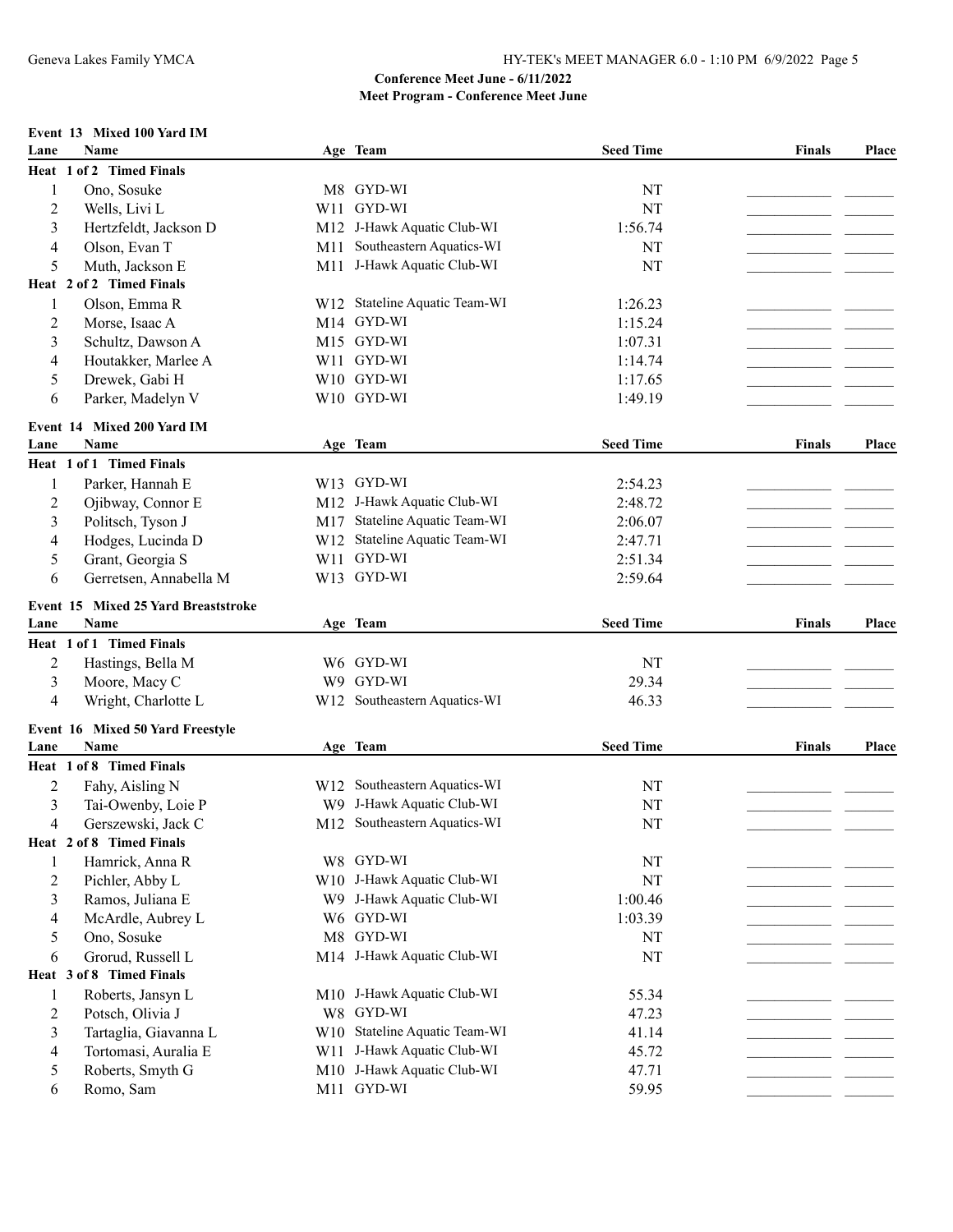## Conference Meet June - 6/11/2022
### Meet Program - Conference Meet June

**Event 13 Mixed 100 Yard IM**

| Lane | Name | Age | Team | Seed Time | Finals | Place |
|---|---|---|---|---|---|---|
| **Heat 1 of 2 Timed Finals** | | | | | | |
| 1 | Ono, Sosuke | M8 | GYD-WI | NT | | |
| 2 | Wells, Livi L | W11 | GYD-WI | NT | | |
| 3 | Hertzfeldt, Jackson D | M12 | J-Hawk Aquatic Club-WI | 1:56.74 | | |
| 4 | Olson, Evan T | M11 | Southeastern Aquatics-WI | NT | | |
| 5 | Muth, Jackson E | M11 | J-Hawk Aquatic Club-WI | NT | | |
| **Heat 2 of 2 Timed Finals** | | | | | | |
| 1 | Olson, Emma R | W12 | Stateline Aquatic Team-WI | 1:26.23 | | |
| 2 | Morse, Isaac A | M14 | GYD-WI | 1:15.24 | | |
| 3 | Schultz, Dawson A | M15 | GYD-WI | 1:07.31 | | |
| 4 | Houtakker, Marlee A | W11 | GYD-WI | 1:14.74 | | |
| 5 | Drewek, Gabi H | W10 | GYD-WI | 1:17.65 | | |
| 6 | Parker, Madelyn V | W10 | GYD-WI | 1:49.19 | | |

**Event 14 Mixed 200 Yard IM**

| Lane | Name | Age | Team | Seed Time | Finals | Place |
|---|---|---|---|---|---|---|
| **Heat 1 of 1 Timed Finals** | | | | | | |
| 1 | Parker, Hannah E | W13 | GYD-WI | 2:54.23 | | |
| 2 | Ojibway, Connor E | M12 | J-Hawk Aquatic Club-WI | 2:48.72 | | |
| 3 | Politsch, Tyson J | M17 | Stateline Aquatic Team-WI | 2:06.07 | | |
| 4 | Hodges, Lucinda D | W12 | Stateline Aquatic Team-WI | 2:47.71 | | |
| 5 | Grant, Georgia S | W11 | GYD-WI | 2:51.34 | | |
| 6 | Gerretsen, Annabella M | W13 | GYD-WI | 2:59.64 | | |

**Event 15 Mixed 25 Yard Breaststroke**

| Lane | Name | Age | Team | Seed Time | Finals | Place |
|---|---|---|---|---|---|---|
| **Heat 1 of 1 Timed Finals** | | | | | | |
| 2 | Hastings, Bella M | W6 | GYD-WI | NT | | |
| 3 | Moore, Macy C | W9 | GYD-WI | 29.34 | | |
| 4 | Wright, Charlotte L | W12 | Southeastern Aquatics-WI | 46.33 | | |

**Event 16 Mixed 50 Yard Freestyle**

| Lane | Name | Age | Team | Seed Time | Finals | Place |
|---|---|---|---|---|---|---|
| **Heat 1 of 8 Timed Finals** | | | | | | |
| 2 | Fahy, Aisling N | W12 | Southeastern Aquatics-WI | NT | | |
| 3 | Tai-Owenby, Loie P | W9 | J-Hawk Aquatic Club-WI | NT | | |
| 4 | Gerszewski, Jack C | M12 | Southeastern Aquatics-WI | NT | | |
| **Heat 2 of 8 Timed Finals** | | | | | | |
| 1 | Hamrick, Anna R | W8 | GYD-WI | NT | | |
| 2 | Pichler, Abby L | W10 | J-Hawk Aquatic Club-WI | NT | | |
| 3 | Ramos, Juliana E | W9 | J-Hawk Aquatic Club-WI | 1:00.46 | | |
| 4 | McArdle, Aubrey L | W6 | GYD-WI | 1:03.39 | | |
| 5 | Ono, Sosuke | M8 | GYD-WI | NT | | |
| 6 | Grorud, Russell L | M14 | J-Hawk Aquatic Club-WI | NT | | |
| **Heat 3 of 8 Timed Finals** | | | | | | |
| 1 | Roberts, Jansyn L | M10 | J-Hawk Aquatic Club-WI | 55.34 | | |
| 2 | Potsch, Olivia J | W8 | GYD-WI | 47.23 | | |
| 3 | Tartaglia, Giavanna L | W10 | Stateline Aquatic Team-WI | 41.14 | | |
| 4 | Tortomasi, Auralia E | W11 | J-Hawk Aquatic Club-WI | 45.72 | | |
| 5 | Roberts, Smyth G | M10 | J-Hawk Aquatic Club-WI | 47.71 | | |
| 6 | Romo, Sam | M11 | GYD-WI | 59.95 | | |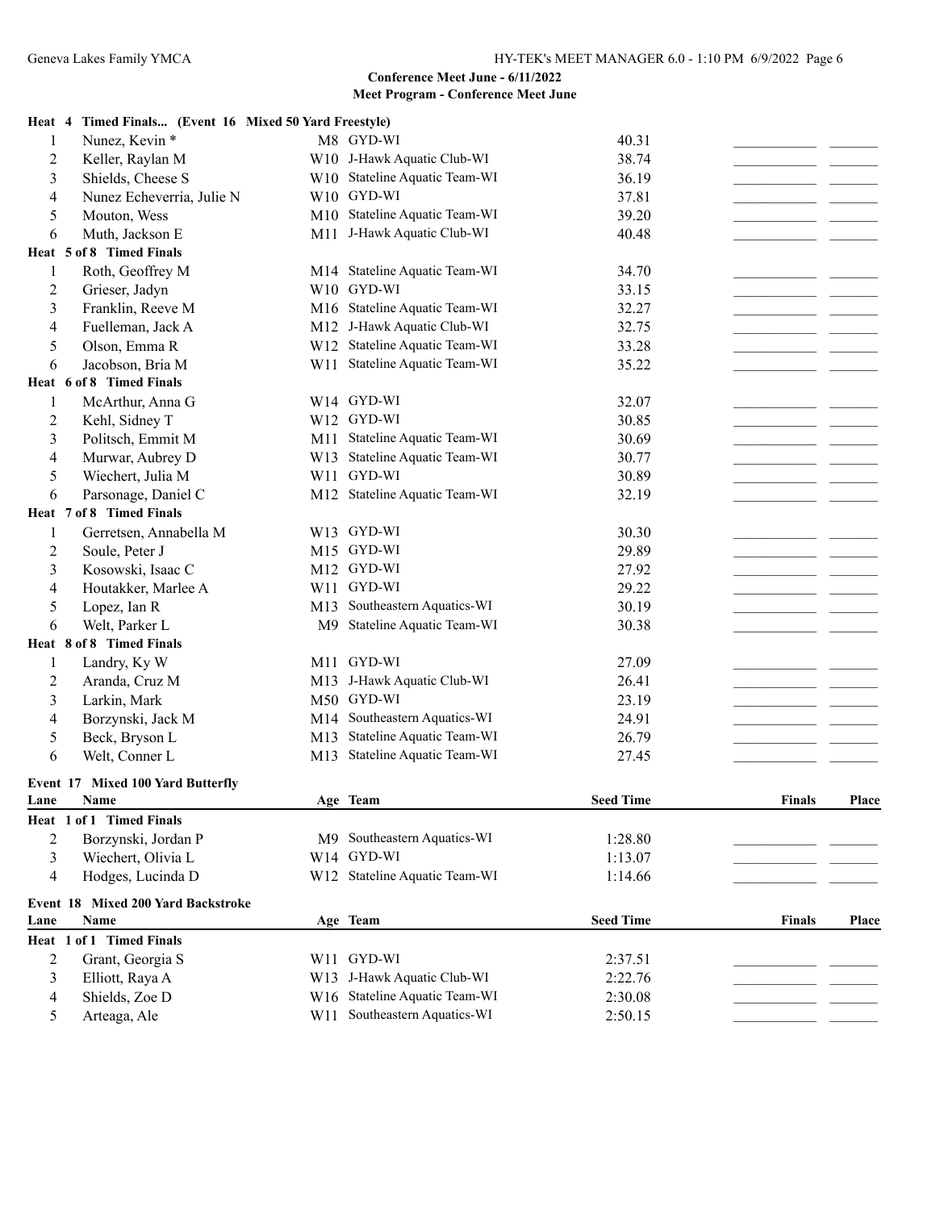**Conference Meet June - 6/11/2022**

**Meet Program - Conference Meet June**

**Heat 4 Timed Finals... (Event 16 Mixed 50 Yard Freestyle)**

| Lane | Name | Age | Team | Seed Time | Finals | Place |
|---|---|---|---|---|---|---|
| 1 | Nunez, Kevin * | M8 | GYD-WI | 40.31 | ___________ | _______ |
| 2 | Keller, Raylan M | W10 | J-Hawk Aquatic Club-WI | 38.74 | ___________ | _______ |
| 3 | Shields, Cheese S | W10 | Stateline Aquatic Team-WI | 36.19 | ___________ | _______ |
| 4 | Nunez Echeverria, Julie N | W10 | GYD-WI | 37.81 | ___________ | _______ |
| 5 | Mouton, Wess | M10 | Stateline Aquatic Team-WI | 39.20 | ___________ | _______ |
| 6 | Muth, Jackson E | M11 | J-Hawk Aquatic Club-WI | 40.48 | ___________ | _______ |
| **Heat 5 of 8 Timed Finals** | | | | | | |
| 1 | Roth, Geoffrey M | M14 | Stateline Aquatic Team-WI | 34.70 | ___________ | _______ |
| 2 | Grieser, Jadyn | W10 | GYD-WI | 33.15 | ___________ | _______ |
| 3 | Franklin, Reeve M | M16 | Stateline Aquatic Team-WI | 32.27 | ___________ | _______ |
| 4 | Fuelleman, Jack A | M12 | J-Hawk Aquatic Club-WI | 32.75 | ___________ | _______ |
| 5 | Olson, Emma R | W12 | Stateline Aquatic Team-WI | 33.28 | ___________ | _______ |
| 6 | Jacobson, Bria M | W11 | Stateline Aquatic Team-WI | 35.22 | ___________ | _______ |
| **Heat 6 of 8 Timed Finals** | | | | | | |
| 1 | McArthur, Anna G | W14 | GYD-WI | 32.07 | ___________ | _______ |
| 2 | Kehl, Sidney T | W12 | GYD-WI | 30.85 | ___________ | _______ |
| 3 | Politsch, Emmit M | M11 | Stateline Aquatic Team-WI | 30.69 | ___________ | _______ |
| 4 | Murwar, Aubrey D | W13 | Stateline Aquatic Team-WI | 30.77 | ___________ | _______ |
| 5 | Wiechert, Julia M | W11 | GYD-WI | 30.89 | ___________ | _______ |
| 6 | Parsonage, Daniel C | M12 | Stateline Aquatic Team-WI | 32.19 | ___________ | _______ |
| **Heat 7 of 8 Timed Finals** | | | | | | |
| 1 | Gerretsen, Annabella M | W13 | GYD-WI | 30.30 | ___________ | _______ |
| 2 | Soule, Peter J | M15 | GYD-WI | 29.89 | ___________ | _______ |
| 3 | Kosowski, Isaac C | M12 | GYD-WI | 27.92 | ___________ | _______ |
| 4 | Houtakker, Marlee A | W11 | GYD-WI | 29.22 | ___________ | _______ |
| 5 | Lopez, Ian R | M13 | Southeastern Aquatics-WI | 30.19 | ___________ | _______ |
| 6 | Welt, Parker L | M9 | Stateline Aquatic Team-WI | 30.38 | ___________ | _______ |
| **Heat 8 of 8 Timed Finals** | | | | | | |
| 1 | Landry, Ky W | M11 | GYD-WI | 27.09 | ___________ | _______ |
| 2 | Aranda, Cruz M | M13 | J-Hawk Aquatic Club-WI | 26.41 | ___________ | _______ |
| 3 | Larkin, Mark | M50 | GYD-WI | 23.19 | ___________ | _______ |
| 4 | Borzynski, Jack M | M14 | Southeastern Aquatics-WI | 24.91 | ___________ | _______ |
| 5 | Beck, Bryson L | M13 | Stateline Aquatic Team-WI | 26.79 | ___________ | _______ |
| 6 | Welt, Conner L | M13 | Stateline Aquatic Team-WI | 27.45 | ___________ | _______ |

**Event 17 Mixed 100 Yard Butterfly**

| Lane | Name | Age | Team | Seed Time | Finals | Place |
|---|---|---|---|---|---|---|
| **Heat 1 of 1 Timed Finals** | | | | | | |
| 2 | Borzynski, Jordan P | M9 | Southeastern Aquatics-WI | 1:28.80 | ___________ | _______ |
| 3 | Wiechert, Olivia L | W14 | GYD-WI | 1:13.07 | ___________ | _______ |
| 4 | Hodges, Lucinda D | W12 | Stateline Aquatic Team-WI | 1:14.66 | ___________ | _______ |

**Event 18 Mixed 200 Yard Backstroke**

| Lane | Name | Age | Team | Seed Time | Finals | Place |
|---|---|---|---|---|---|---|
| **Heat 1 of 1 Timed Finals** | | | | | | |
| 2 | Grant, Georgia S | W11 | GYD-WI | 2:37.51 | ___________ | _______ |
| 3 | Elliott, Raya A | W13 | J-Hawk Aquatic Club-WI | 2:22.76 | ___________ | _______ |
| 4 | Shields, Zoe D | W16 | Stateline Aquatic Team-WI | 2:30.08 | ___________ | _______ |
| 5 | Arteaga, Ale | W11 | Southeastern Aquatics-WI | 2:50.15 | ___________ | _______ |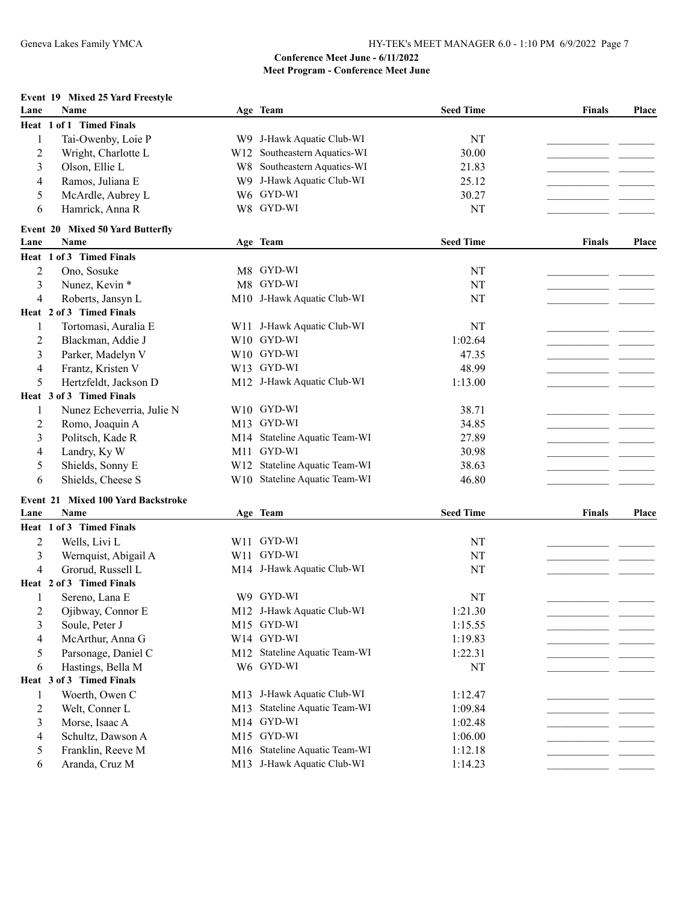## Conference Meet June - 6/11/2022

### Meet Program - Conference Meet June

**Event 19 Mixed 25 Yard Freestyle**

| Lane | Name | Age | Team | Seed Time | Finals | Place |
|---|---|---|---|---|---|---|
| **Heat 1 of 1 Timed Finals** | | | | | | |
| 1 | Tai-Owenby, Loie P | W9 | J-Hawk Aquatic Club-WI | NT | | |
| 2 | Wright, Charlotte L | W12 | Southeastern Aquatics-WI | 30.00 | | |
| 3 | Olson, Ellie L | W8 | Southeastern Aquatics-WI | 21.83 | | |
| 4 | Ramos, Juliana E | W9 | J-Hawk Aquatic Club-WI | 25.12 | | |
| 5 | McArdle, Aubrey L | W6 | GYD-WI | 30.27 | | |
| 6 | Hamrick, Anna R | W8 | GYD-WI | NT | | |

**Event 20 Mixed 50 Yard Butterfly**

| Lane | Name | Age | Team | Seed Time | Finals | Place |
|---|---|---|---|---|---|---|
| **Heat 1 of 3 Timed Finals** | | | | | | |
| 2 | Ono, Sosuke | M8 | GYD-WI | NT | | |
| 3 | Nunez, Kevin * | M8 | GYD-WI | NT | | |
| 4 | Roberts, Jansyn L | M10 | J-Hawk Aquatic Club-WI | NT | | |
| **Heat 2 of 3 Timed Finals** | | | | | | |
| 1 | Tortomasi, Auralia E | W11 | J-Hawk Aquatic Club-WI | NT | | |
| 2 | Blackman, Addie J | W10 | GYD-WI | 1:02.64 | | |
| 3 | Parker, Madelyn V | W10 | GYD-WI | 47.35 | | |
| 4 | Frantz, Kristen V | W13 | GYD-WI | 48.99 | | |
| 5 | Hertzfeldt, Jackson D | M12 | J-Hawk Aquatic Club-WI | 1:13.00 | | |
| **Heat 3 of 3 Timed Finals** | | | | | | |
| 1 | Nunez Echeverria, Julie N | W10 | GYD-WI | 38.71 | | |
| 2 | Romo, Joaquin A | M13 | GYD-WI | 34.85 | | |
| 3 | Politsch, Kade R | M14 | Stateline Aquatic Team-WI | 27.89 | | |
| 4 | Landry, Ky W | M11 | GYD-WI | 30.98 | | |
| 5 | Shields, Sonny E | W12 | Stateline Aquatic Team-WI | 38.63 | | |
| 6 | Shields, Cheese S | W10 | Stateline Aquatic Team-WI | 46.80 | | |

**Event 21 Mixed 100 Yard Backstroke**

| Lane | Name | Age | Team | Seed Time | Finals | Place |
|---|---|---|---|---|---|---|
| **Heat 1 of 3 Timed Finals** | | | | | | |
| 2 | Wells, Livi L | W11 | GYD-WI | NT | | |
| 3 | Wernquist, Abigail A | W11 | GYD-WI | NT | | |
| 4 | Grorud, Russell L | M14 | J-Hawk Aquatic Club-WI | NT | | |
| **Heat 2 of 3 Timed Finals** | | | | | | |
| 1 | Sereno, Lana E | W9 | GYD-WI | NT | | |
| 2 | Ojibway, Connor E | M12 | J-Hawk Aquatic Club-WI | 1:21.30 | | |
| 3 | Soule, Peter J | M15 | GYD-WI | 1:15.55 | | |
| 4 | McArthur, Anna G | W14 | GYD-WI | 1:19.83 | | |
| 5 | Parsonage, Daniel C | M12 | Stateline Aquatic Team-WI | 1:22.31 | | |
| 6 | Hastings, Bella M | W6 | GYD-WI | NT | | |
| **Heat 3 of 3 Timed Finals** | | | | | | |
| 1 | Woerth, Owen C | M13 | J-Hawk Aquatic Club-WI | 1:12.47 | | |
| 2 | Welt, Conner L | M13 | Stateline Aquatic Team-WI | 1:09.84 | | |
| 3 | Morse, Isaac A | M14 | GYD-WI | 1:02.48 | | |
| 4 | Schultz, Dawson A | M15 | GYD-WI | 1:06.00 | | |
| 5 | Franklin, Reeve M | M16 | Stateline Aquatic Team-WI | 1:12.18 | | |
| 6 | Aranda, Cruz M | M13 | J-Hawk Aquatic Club-WI | 1:14.23 | | |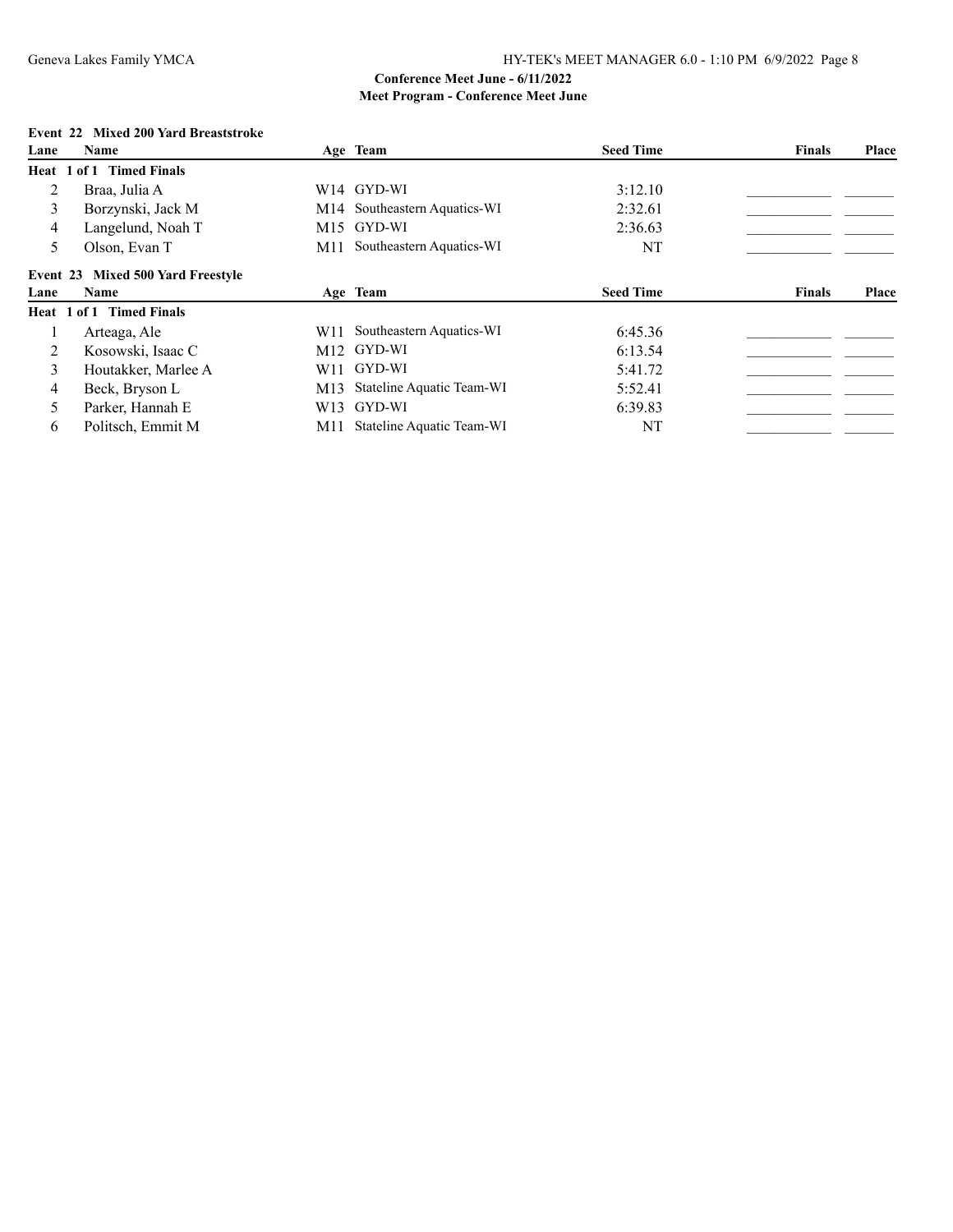**Conference Meet June - 6/11/2022**

**Meet Program - Conference Meet June**

**Event 22 Mixed 200 Yard Breaststroke**

| Lane | Name | Age | Team | Seed Time | Finals | Place |
|---|---|---|---|---|---|---|
| **Heat 1 of 1 Timed Finals** | | | | | | |
| 2 | Braa, Julia A | W14 | GYD-WI | 3:12.10 | ___________ | _______ |
| 3 | Borzynski, Jack M | M14 | Southeastern Aquatics-WI | 2:32.61 | ___________ | _______ |
| 4 | Langelund, Noah T | M15 | GYD-WI | 2:36.63 | ___________ | _______ |
| 5 | Olson, Evan T | M11 | Southeastern Aquatics-WI | NT | ___________ | _______ |

**Event 23 Mixed 500 Yard Freestyle**

| Lane | Name | Age | Team | Seed Time | Finals | Place |
|---|---|---|---|---|---|---|
| **Heat 1 of 1 Timed Finals** | | | | | | |
| 1 | Arteaga, Ale | W11 | Southeastern Aquatics-WI | 6:45.36 | ___________ | _______ |
| 2 | Kosowski, Isaac C | M12 | GYD-WI | 6:13.54 | ___________ | _______ |
| 3 | Houtakker, Marlee A | W11 | GYD-WI | 5:41.72 | ___________ | _______ |
| 4 | Beck, Bryson L | M13 | Stateline Aquatic Team-WI | 5:52.41 | ___________ | _______ |
| 5 | Parker, Hannah E | W13 | GYD-WI | 6:39.83 | ___________ | _______ |
| 6 | Politsch, Emmit M | M11 | Stateline Aquatic Team-WI | NT | ___________ | _______ |